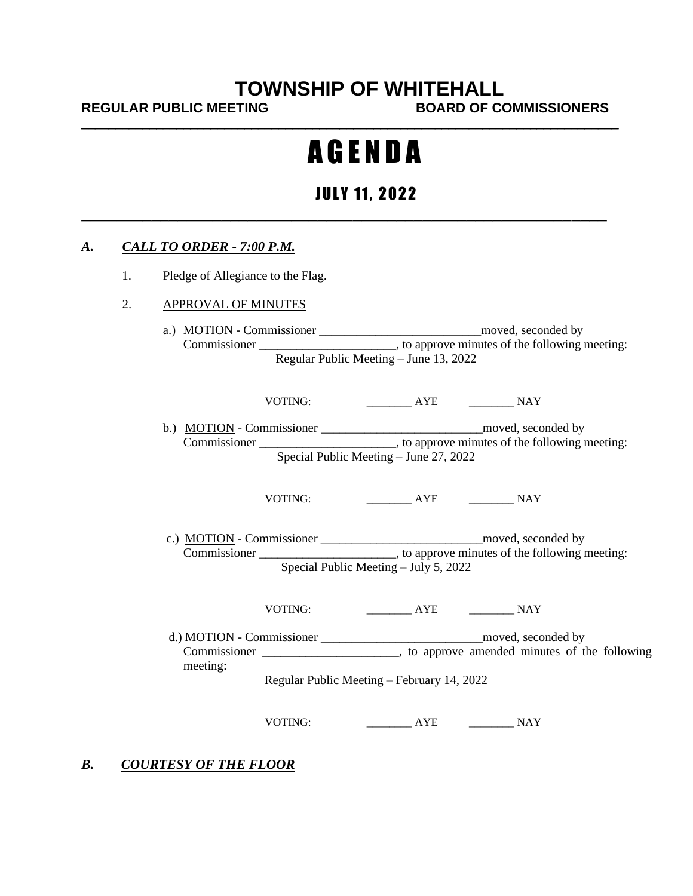# TOWNSHIP OF WHITEHALL

**REGULAR PUBLIC MEETING** **BOARD OF COMMISSIONERS**

---

# A G E N D A

## JULY 11, 2022

---

### *A. CALL TO ORDER - 7:00 P.M.*

1. Pledge of Allegiance to the Flag.

2. APPROVAL OF MINUTES

   a.) MOTION - Commissioner __________________________moved, seconded by Commissioner ______________________, to approve minutes of the following meeting:
   Regular Public Meeting – June 13, 2022

   VOTING: ________ AYE ________ NAY

   b.) MOTION - Commissioner __________________________moved, seconded by Commissioner ______________________, to approve minutes of the following meeting:
   Special Public Meeting – June 27, 2022

   VOTING: ________ AYE ________ NAY

   c.) MOTION - Commissioner __________________________moved, seconded by Commissioner ______________________, to approve minutes of the following meeting:
   Special Public Meeting – July 5, 2022

   VOTING: ________ AYE ________ NAY

   d.) MOTION - Commissioner __________________________moved, seconded by Commissioner ______________________, to approve amended minutes of the following meeting:
   Regular Public Meeting – February 14, 2022

   VOTING: ________ AYE ________ NAY

### *B. COURTESY OF THE FLOOR*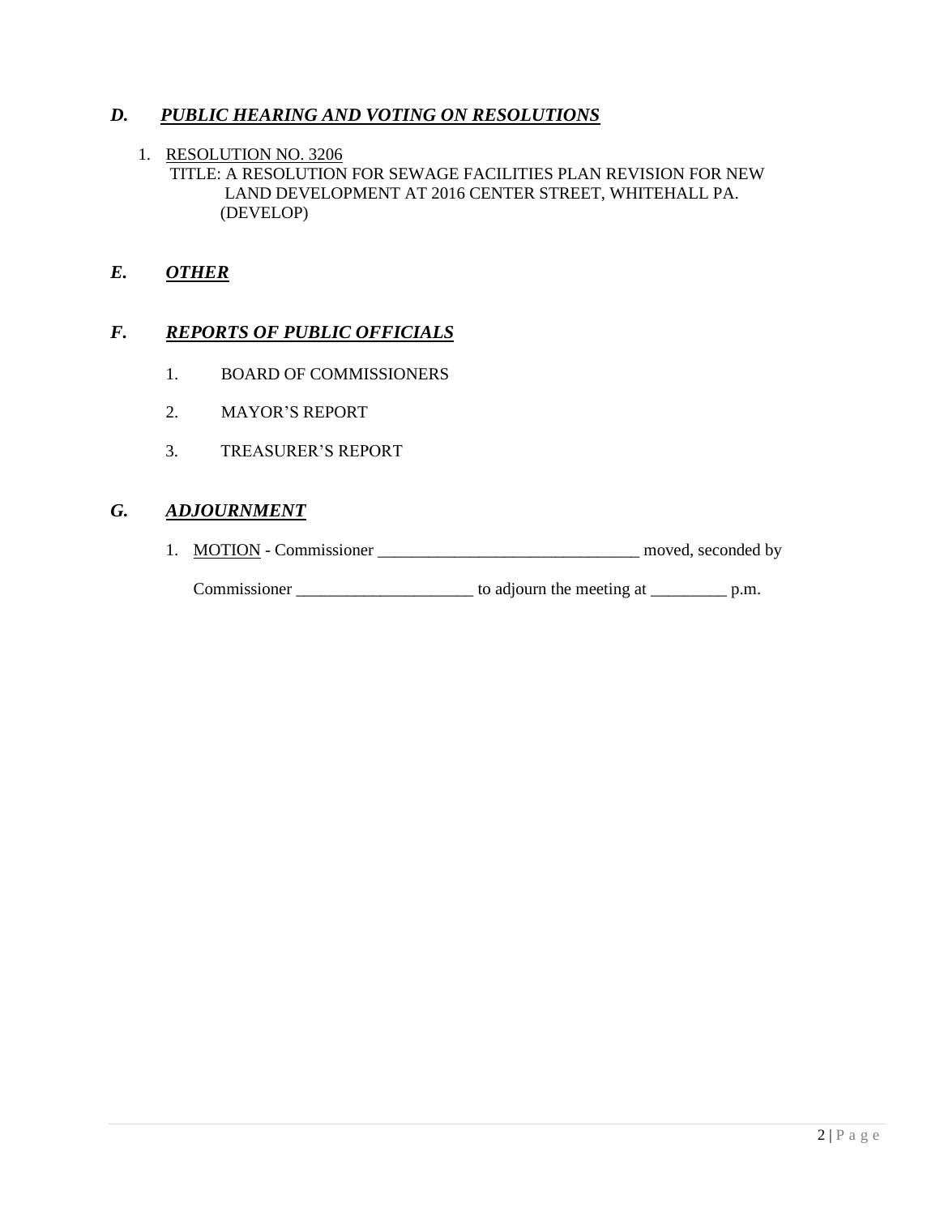## *D. PUBLIC HEARING AND VOTING ON RESOLUTIONS*

1. RESOLUTION NO. 3206
   TITLE: A RESOLUTION FOR SEWAGE FACILITIES PLAN REVISION FOR NEW LAND DEVELOPMENT AT 2016 CENTER STREET, WHITEHALL PA. (DEVELOP)

## *E. OTHER*

## *F. REPORTS OF PUBLIC OFFICIALS*

1. BOARD OF COMMISSIONERS
2. MAYOR'S REPORT
3. TREASURER'S REPORT

## *G. ADJOURNMENT*

1. MOTION - Commissioner _______________________________ moved, seconded by

   Commissioner _____________________ to adjourn the meeting at _________ p.m.